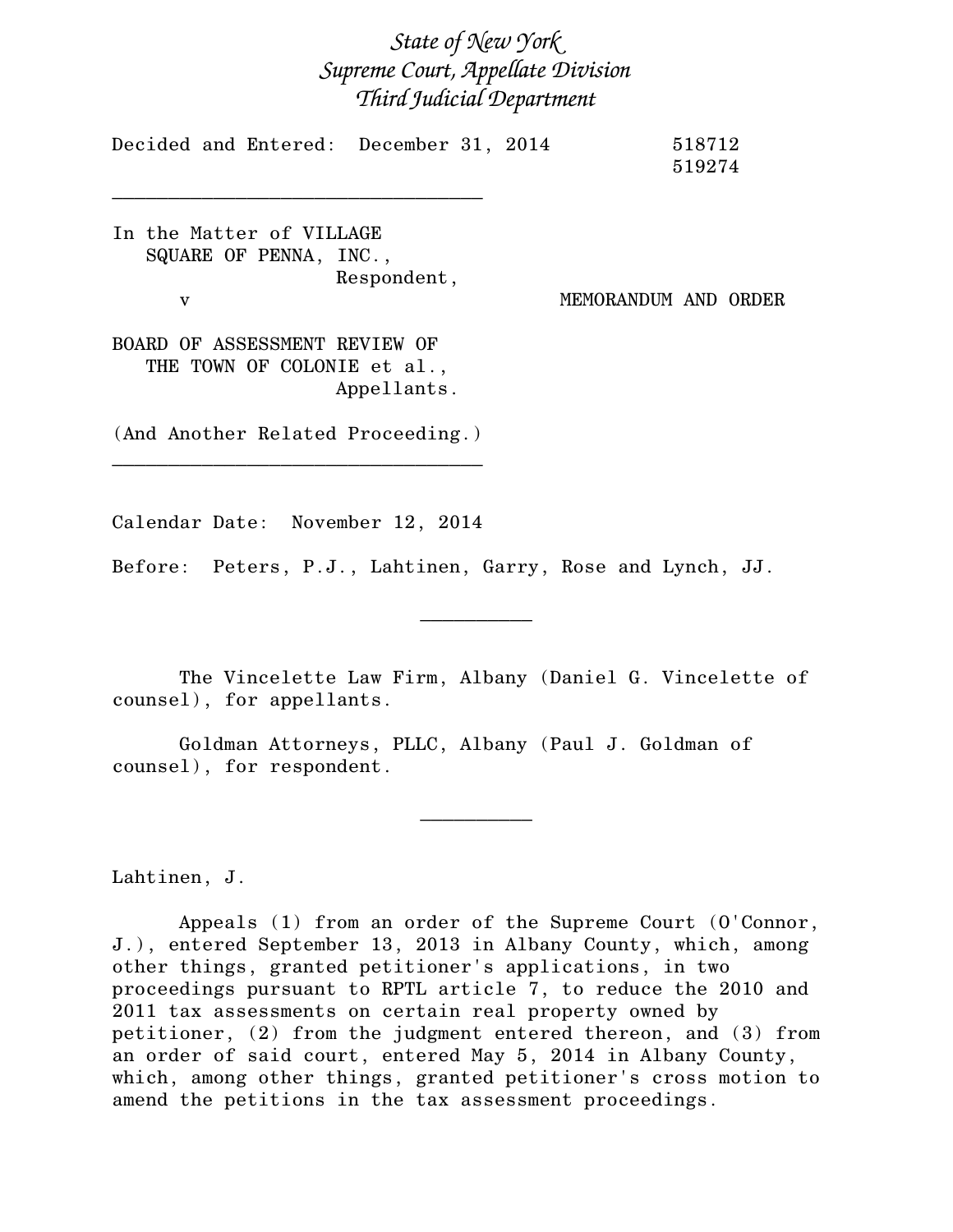*State of New York*
*Supreme Court, Appellate Division*
*Third Judicial Department*

Decided and Entered: December 31, 2014 518712
519274

---

In the Matter of VILLAGE SQUARE OF PENNA, INC.,
Respondent,

v

MEMORANDUM AND ORDER

BOARD OF ASSESSMENT REVIEW OF THE TOWN OF COLONIE et al.,
Appellants.

(And Another Related Proceeding.)

---

Calendar Date: November 12, 2014

Before: Peters, P.J., Lahtinen, Garry, Rose and Lynch, JJ.

---

The Vincelette Law Firm, Albany (Daniel G. Vincelette of counsel), for appellants.

Goldman Attorneys, PLLC, Albany (Paul J. Goldman of counsel), for respondent.

---

Lahtinen, J.

Appeals (1) from an order of the Supreme Court (O'Connor, J.), entered September 13, 2013 in Albany County, which, among other things, granted petitioner's applications, in two proceedings pursuant to RPTL article 7, to reduce the 2010 and 2011 tax assessments on certain real property owned by petitioner, (2) from the judgment entered thereon, and (3) from an order of said court, entered May 5, 2014 in Albany County, which, among other things, granted petitioner's cross motion to amend the petitions in the tax assessment proceedings.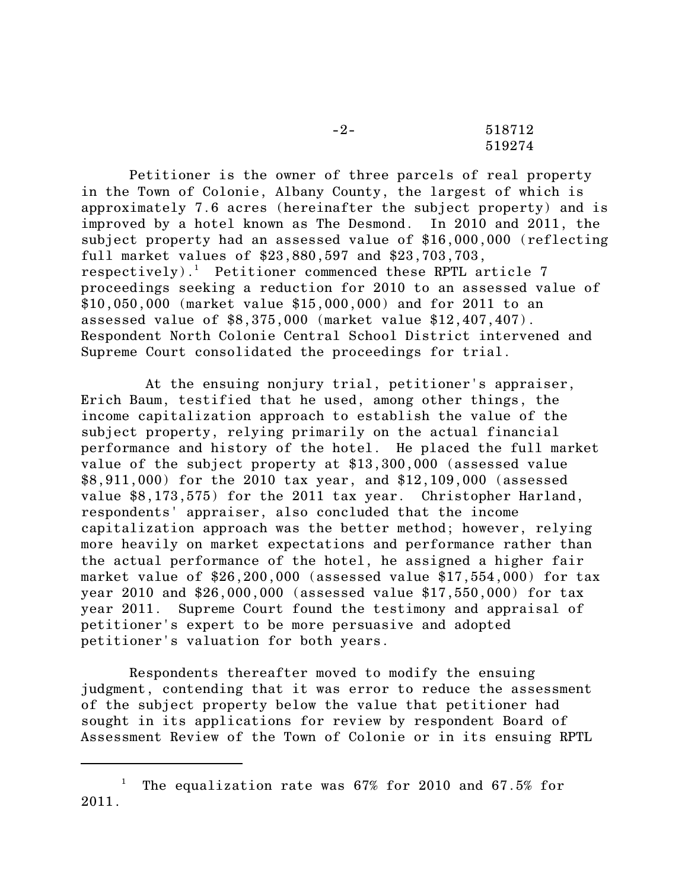Petitioner is the owner of three parcels of real property in the Town of Colonie, Albany County, the largest of which is approximately 7.6 acres (hereinafter the subject property) and is improved by a hotel known as The Desmond. In 2010 and 2011, the subject property had an assessed value of $16,000,000 (reflecting full market values of $23,880,597 and $23,703,703, respectively).[1] Petitioner commenced these RPTL article 7 proceedings seeking a reduction for 2010 to an assessed value of $10,050,000 (market value $15,000,000) and for 2011 to an assessed value of $8,375,000 (market value $12,407,407). Respondent North Colonie Central School District intervened and Supreme Court consolidated the proceedings for trial.

At the ensuing nonjury trial, petitioner's appraiser, Erich Baum, testified that he used, among other things, the income capitalization approach to establish the value of the subject property, relying primarily on the actual financial performance and history of the hotel. He placed the full market value of the subject property at $13,300,000 (assessed value $8,911,000) for the 2010 tax year, and $12,109,000 (assessed value $8,173,575) for the 2011 tax year. Christopher Harland, respondents' appraiser, also concluded that the income capitalization approach was the better method; however, relying more heavily on market expectations and performance rather than the actual performance of the hotel, he assigned a higher fair market value of $26,200,000 (assessed value $17,554,000) for tax year 2010 and $26,000,000 (assessed value $17,550,000) for tax year 2011. Supreme Court found the testimony and appraisal of petitioner's expert to be more persuasive and adopted petitioner's valuation for both years.

Respondents thereafter moved to modify the ensuing judgment, contending that it was error to reduce the assessment of the subject property below the value that petitioner had sought in its applications for review by respondent Board of Assessment Review of the Town of Colonie or in its ensuing RPTL

---

[1] The equalization rate was 67% for 2010 and 67.5% for 2011.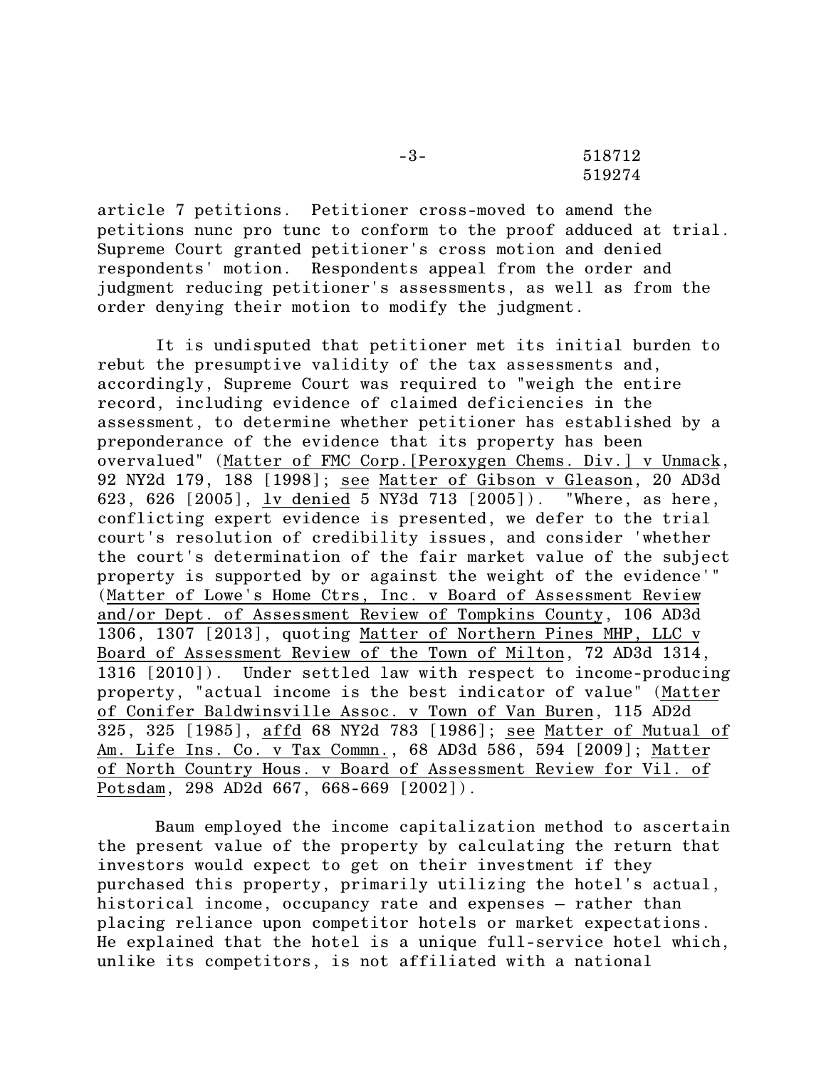article 7 petitions. Petitioner cross-moved to amend the petitions nunc pro tunc to conform to the proof adduced at trial. Supreme Court granted petitioner's cross motion and denied respondents' motion. Respondents appeal from the order and judgment reducing petitioner's assessments, as well as from the order denying their motion to modify the judgment.

It is undisputed that petitioner met its initial burden to rebut the presumptive validity of the tax assessments and, accordingly, Supreme Court was required to "weigh the entire record, including evidence of claimed deficiencies in the assessment, to determine whether petitioner has established by a preponderance of the evidence that its property has been overvalued" (Matter of FMC Corp.[Peroxygen Chems. Div.] v Unmack, 92 NY2d 179, 188 [1998]; see Matter of Gibson v Gleason, 20 AD3d 623, 626 [2005], lv denied 5 NY3d 713 [2005]). "Where, as here, conflicting expert evidence is presented, we defer to the trial court's resolution of credibility issues, and consider 'whether the court's determination of the fair market value of the subject property is supported by or against the weight of the evidence'" (Matter of Lowe's Home Ctrs, Inc. v Board of Assessment Review and/or Dept. of Assessment Review of Tompkins County, 106 AD3d 1306, 1307 [2013], quoting Matter of Northern Pines MHP, LLC v Board of Assessment Review of the Town of Milton, 72 AD3d 1314, 1316 [2010]). Under settled law with respect to income-producing property, "actual income is the best indicator of value" (Matter of Conifer Baldwinsville Assoc. v Town of Van Buren, 115 AD2d 325, 325 [1985], affd 68 NY2d 783 [1986]; see Matter of Mutual of Am. Life Ins. Co. v Tax Commn., 68 AD3d 586, 594 [2009]; Matter of North Country Hous. v Board of Assessment Review for Vil. of Potsdam, 298 AD2d 667, 668-669 [2002]).

Baum employed the income capitalization method to ascertain the present value of the property by calculating the return that investors would expect to get on their investment if they purchased this property, primarily utilizing the hotel's actual, historical income, occupancy rate and expenses – rather than placing reliance upon competitor hotels or market expectations. He explained that the hotel is a unique full-service hotel which, unlike its competitors, is not affiliated with a national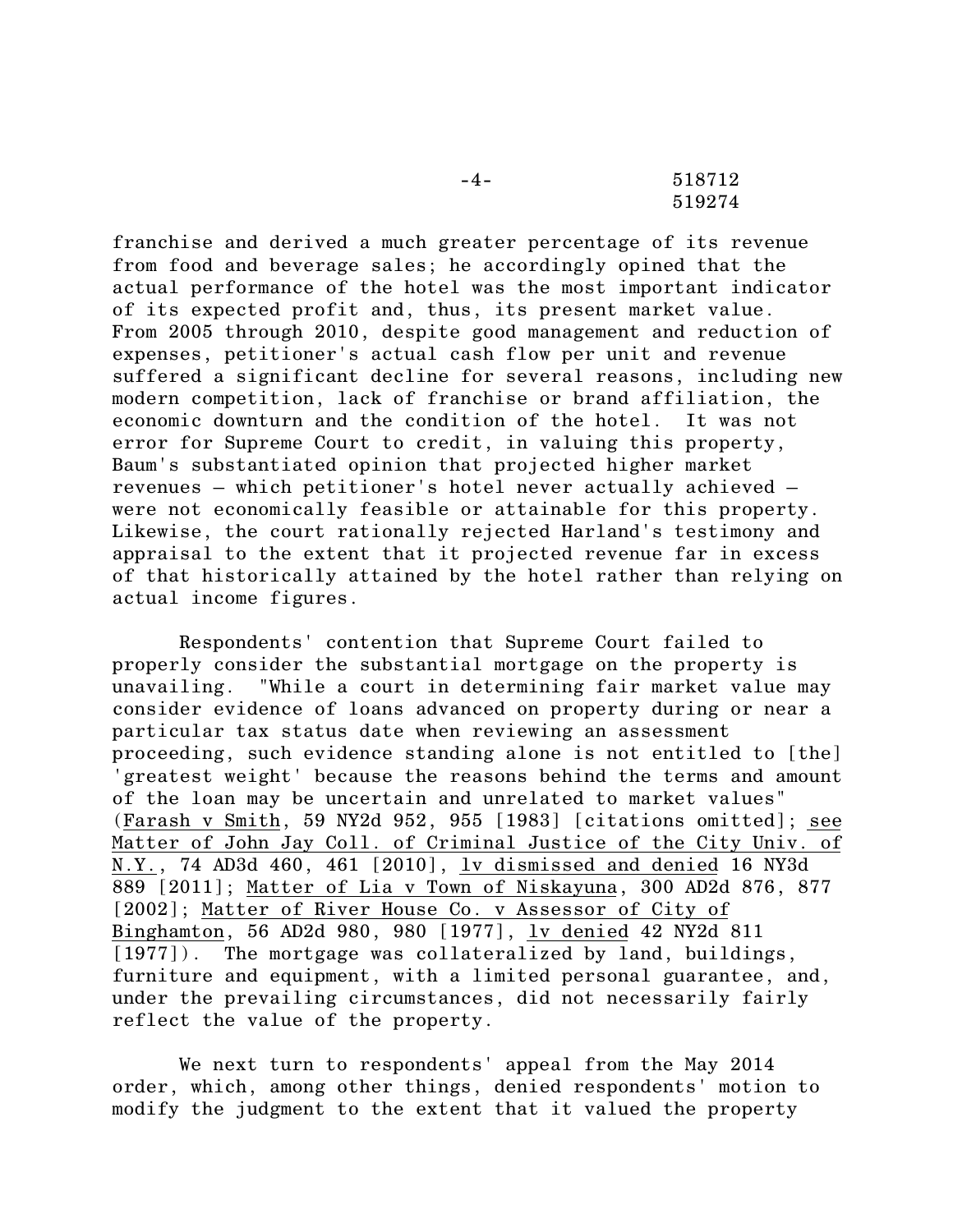franchise and derived a much greater percentage of its revenue from food and beverage sales; he accordingly opined that the actual performance of the hotel was the most important indicator of its expected profit and, thus, its present market value. From 2005 through 2010, despite good management and reduction of expenses, petitioner's actual cash flow per unit and revenue suffered a significant decline for several reasons, including new modern competition, lack of franchise or brand affiliation, the economic downturn and the condition of the hotel. It was not error for Supreme Court to credit, in valuing this property, Baum's substantiated opinion that projected higher market revenues – which petitioner's hotel never actually achieved – were not economically feasible or attainable for this property. Likewise, the court rationally rejected Harland's testimony and appraisal to the extent that it projected revenue far in excess of that historically attained by the hotel rather than relying on actual income figures.

Respondents' contention that Supreme Court failed to properly consider the substantial mortgage on the property is unavailing. "While a court in determining fair market value may consider evidence of loans advanced on property during or near a particular tax status date when reviewing an assessment proceeding, such evidence standing alone is not entitled to [the] 'greatest weight' because the reasons behind the terms and amount of the loan may be uncertain and unrelated to market values" (Farash v Smith, 59 NY2d 952, 955 [1983] [citations omitted]; see Matter of John Jay Coll. of Criminal Justice of the City Univ. of N.Y., 74 AD3d 460, 461 [2010], lv dismissed and denied 16 NY3d 889 [2011]; Matter of Lia v Town of Niskayuna, 300 AD2d 876, 877 [2002]; Matter of River House Co. v Assessor of City of Binghamton, 56 AD2d 980, 980 [1977], lv denied 42 NY2d 811 [1977]). The mortgage was collateralized by land, buildings, furniture and equipment, with a limited personal guarantee, and, under the prevailing circumstances, did not necessarily fairly reflect the value of the property.

We next turn to respondents' appeal from the May 2014 order, which, among other things, denied respondents' motion to modify the judgment to the extent that it valued the property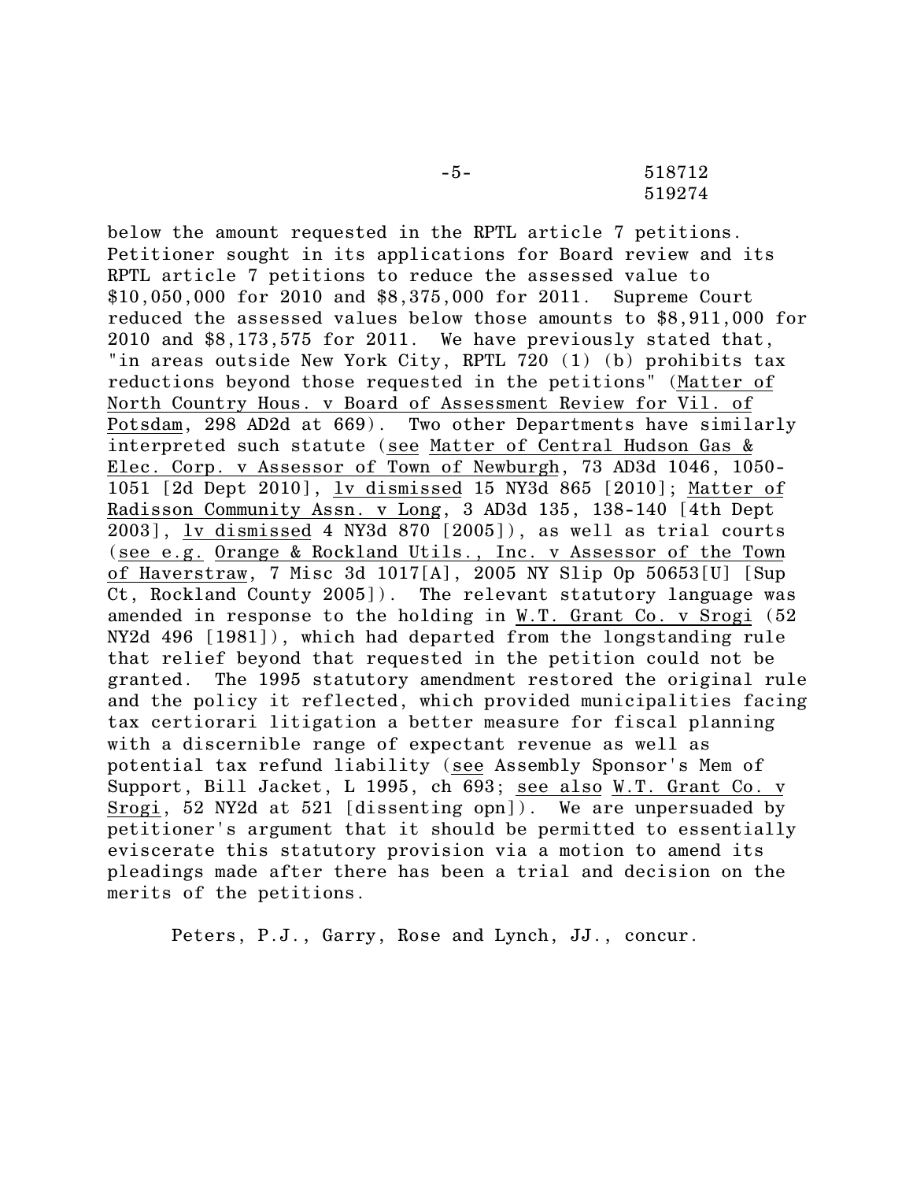below the amount requested in the RPTL article 7 petitions. Petitioner sought in its applications for Board review and its RPTL article 7 petitions to reduce the assessed value to $10,050,000 for 2010 and $8,375,000 for 2011. Supreme Court reduced the assessed values below those amounts to $8,911,000 for 2010 and $8,173,575 for 2011. We have previously stated that, "in areas outside New York City, RPTL 720 (1) (b) prohibits tax reductions beyond those requested in the petitions" (Matter of North Country Hous. v Board of Assessment Review for Vil. of Potsdam, 298 AD2d at 669). Two other Departments have similarly interpreted such statute (see Matter of Central Hudson Gas & Elec. Corp. v Assessor of Town of Newburgh, 73 AD3d 1046, 1050-1051 [2d Dept 2010], lv dismissed 15 NY3d 865 [2010]; Matter of Radisson Community Assn. v Long, 3 AD3d 135, 138-140 [4th Dept 2003], lv dismissed 4 NY3d 870 [2005]), as well as trial courts (see e.g. Orange & Rockland Utils., Inc. v Assessor of the Town of Haverstraw, 7 Misc 3d 1017[A], 2005 NY Slip Op 50653[U] [Sup Ct, Rockland County 2005]). The relevant statutory language was amended in response to the holding in W.T. Grant Co. v Srogi (52 NY2d 496 [1981]), which had departed from the longstanding rule that relief beyond that requested in the petition could not be granted. The 1995 statutory amendment restored the original rule and the policy it reflected, which provided municipalities facing tax certiorari litigation a better measure for fiscal planning with a discernible range of expectant revenue as well as potential tax refund liability (see Assembly Sponsor's Mem of Support, Bill Jacket, L 1995, ch 693; see also W.T. Grant Co. v Srogi, 52 NY2d at 521 [dissenting opn]). We are unpersuaded by petitioner's argument that it should be permitted to essentially eviscerate this statutory provision via a motion to amend its pleadings made after there has been a trial and decision on the merits of the petitions.

Peters, P.J., Garry, Rose and Lynch, JJ., concur.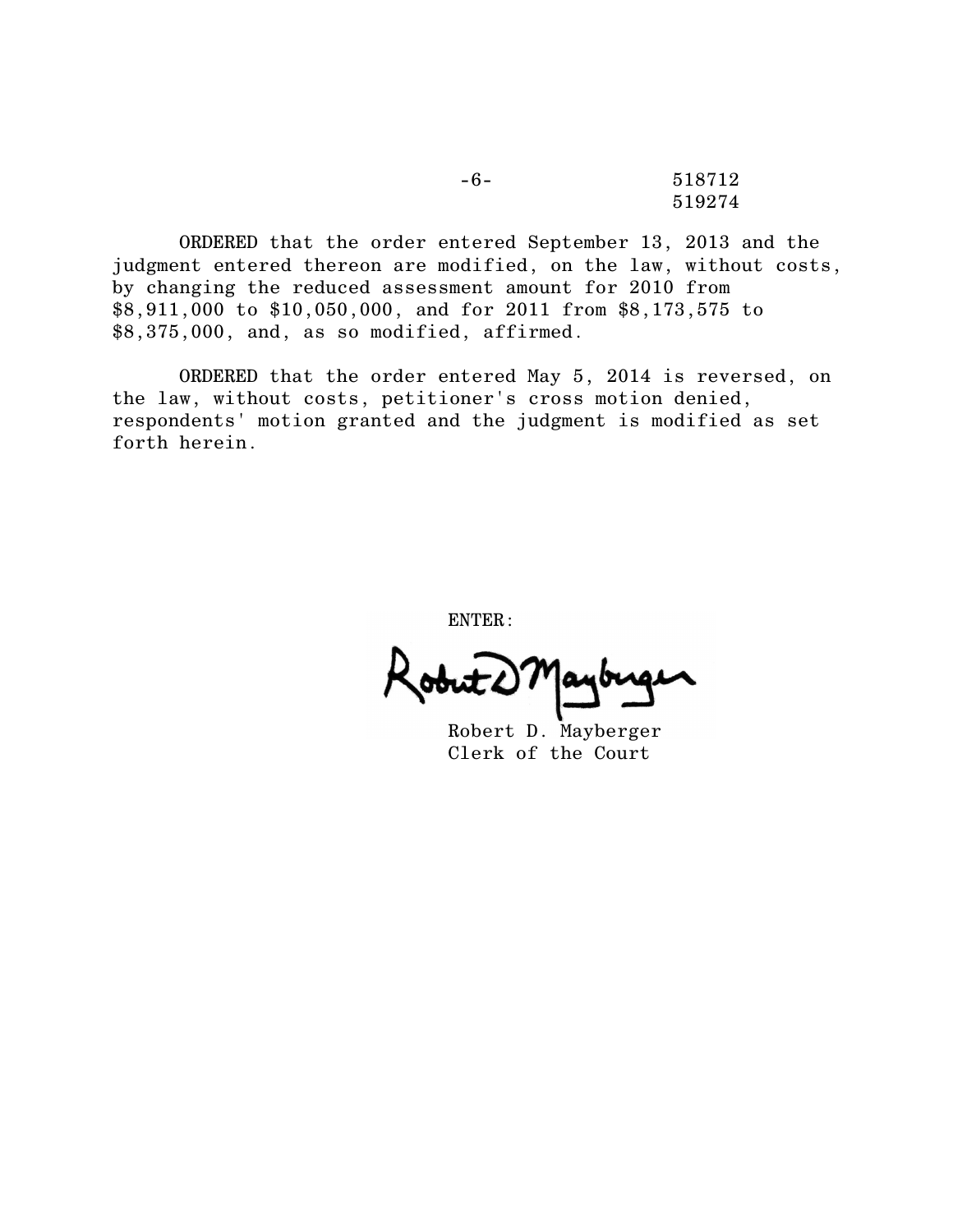518712
519274

ORDERED that the order entered September 13, 2013 and the judgment entered thereon are modified, on the law, without costs, by changing the reduced assessment amount for 2010 from $8,911,000 to $10,050,000, and for 2011 from $8,173,575 to $8,375,000, and, as so modified, affirmed.

ORDERED that the order entered May 5, 2014 is reversed, on the law, without costs, petitioner's cross motion denied, respondents' motion granted and the judgment is modified as set forth herein.

ENTER:

Robert D. Mayberger
Clerk of the Court